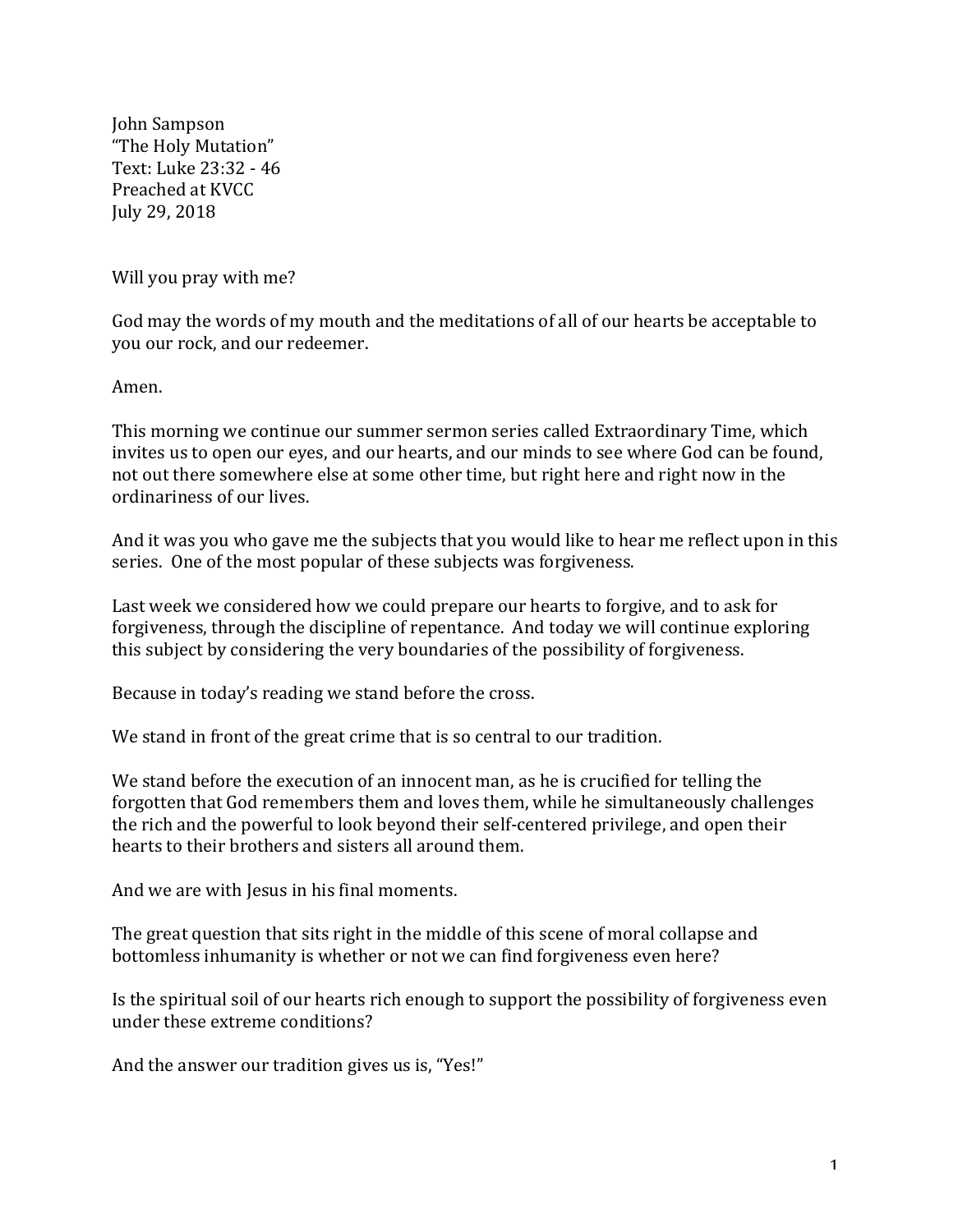John Sampson
"The Holy Mutation"
Text: Luke 23:32 - 46
Preached at KVCC
July 29, 2018

Will you pray with me?

God may the words of my mouth and the meditations of all of our hearts be acceptable to you our rock, and our redeemer.

Amen.

This morning we continue our summer sermon series called Extraordinary Time, which invites us to open our eyes, and our hearts, and our minds to see where God can be found, not out there somewhere else at some other time, but right here and right now in the ordinariness of our lives.

And it was you who gave me the subjects that you would like to hear me reflect upon in this series. One of the most popular of these subjects was forgiveness.

Last week we considered how we could prepare our hearts to forgive, and to ask for forgiveness, through the discipline of repentance. And today we will continue exploring this subject by considering the very boundaries of the possibility of forgiveness.

Because in today's reading we stand before the cross.

We stand in front of the great crime that is so central to our tradition.

We stand before the execution of an innocent man, as he is crucified for telling the forgotten that God remembers them and loves them, while he simultaneously challenges the rich and the powerful to look beyond their self-centered privilege, and open their hearts to their brothers and sisters all around them.

And we are with Jesus in his final moments.

The great question that sits right in the middle of this scene of moral collapse and bottomless inhumanity is whether or not we can find forgiveness even here?

Is the spiritual soil of our hearts rich enough to support the possibility of forgiveness even under these extreme conditions?

And the answer our tradition gives us is, "Yes!"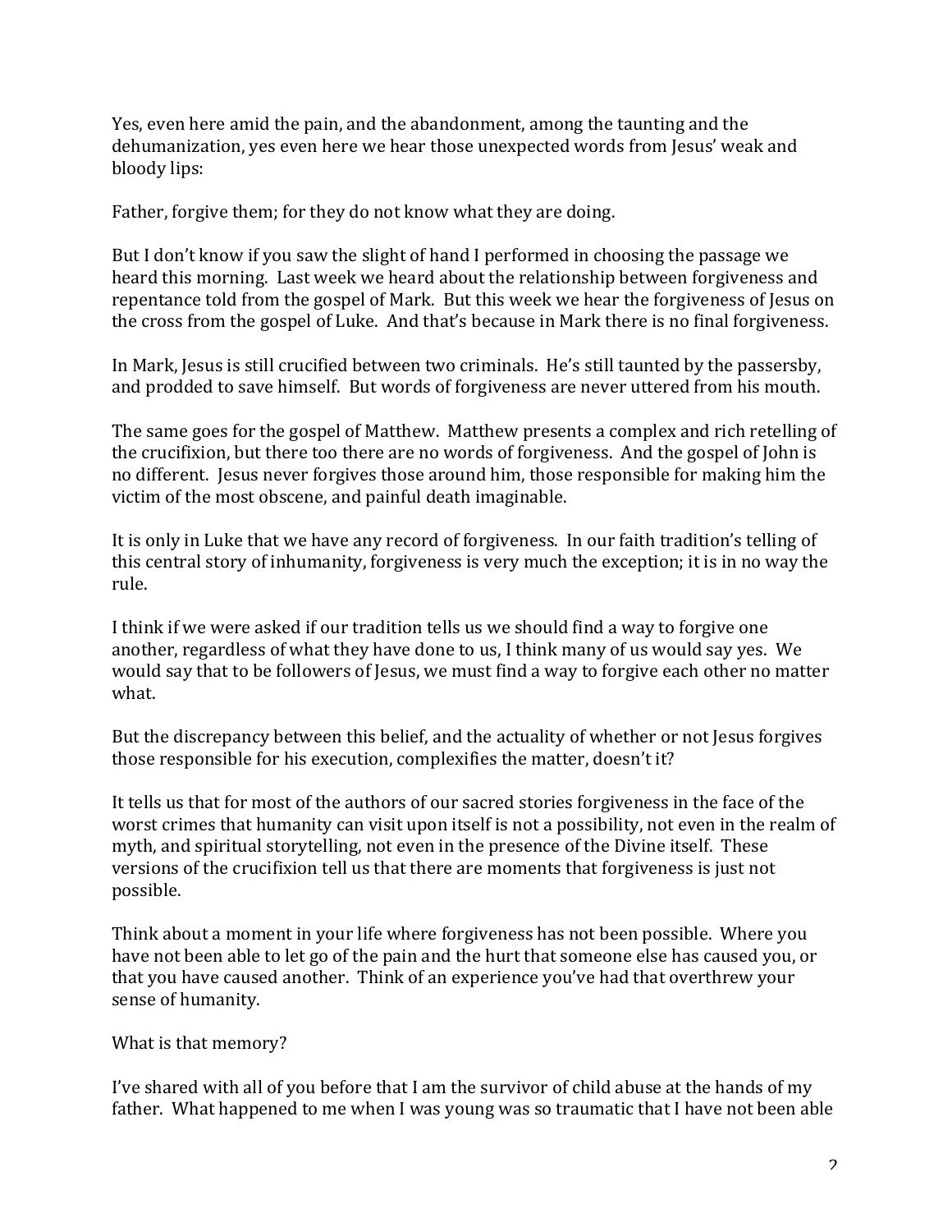Yes, even here amid the pain, and the abandonment, among the taunting and the dehumanization, yes even here we hear those unexpected words from Jesus' weak and bloody lips:

Father, forgive them; for they do not know what they are doing.

But I don't know if you saw the slight of hand I performed in choosing the passage we heard this morning. Last week we heard about the relationship between forgiveness and repentance told from the gospel of Mark. But this week we hear the forgiveness of Jesus on the cross from the gospel of Luke. And that's because in Mark there is no final forgiveness.

In Mark, Jesus is still crucified between two criminals. He's still taunted by the passersby, and prodded to save himself. But words of forgiveness are never uttered from his mouth.

The same goes for the gospel of Matthew. Matthew presents a complex and rich retelling of the crucifixion, but there too there are no words of forgiveness. And the gospel of John is no different. Jesus never forgives those around him, those responsible for making him the victim of the most obscene, and painful death imaginable.

It is only in Luke that we have any record of forgiveness. In our faith tradition's telling of this central story of inhumanity, forgiveness is very much the exception; it is in no way the rule.

I think if we were asked if our tradition tells us we should find a way to forgive one another, regardless of what they have done to us, I think many of us would say yes. We would say that to be followers of Jesus, we must find a way to forgive each other no matter what.

But the discrepancy between this belief, and the actuality of whether or not Jesus forgives those responsible for his execution, complexifies the matter, doesn't it?

It tells us that for most of the authors of our sacred stories forgiveness in the face of the worst crimes that humanity can visit upon itself is not a possibility, not even in the realm of myth, and spiritual storytelling, not even in the presence of the Divine itself. These versions of the crucifixion tell us that there are moments that forgiveness is just not possible.

Think about a moment in your life where forgiveness has not been possible. Where you have not been able to let go of the pain and the hurt that someone else has caused you, or that you have caused another. Think of an experience you've had that overthrew your sense of humanity.

What is that memory?

I've shared with all of you before that I am the survivor of child abuse at the hands of my father. What happened to me when I was young was so traumatic that I have not been able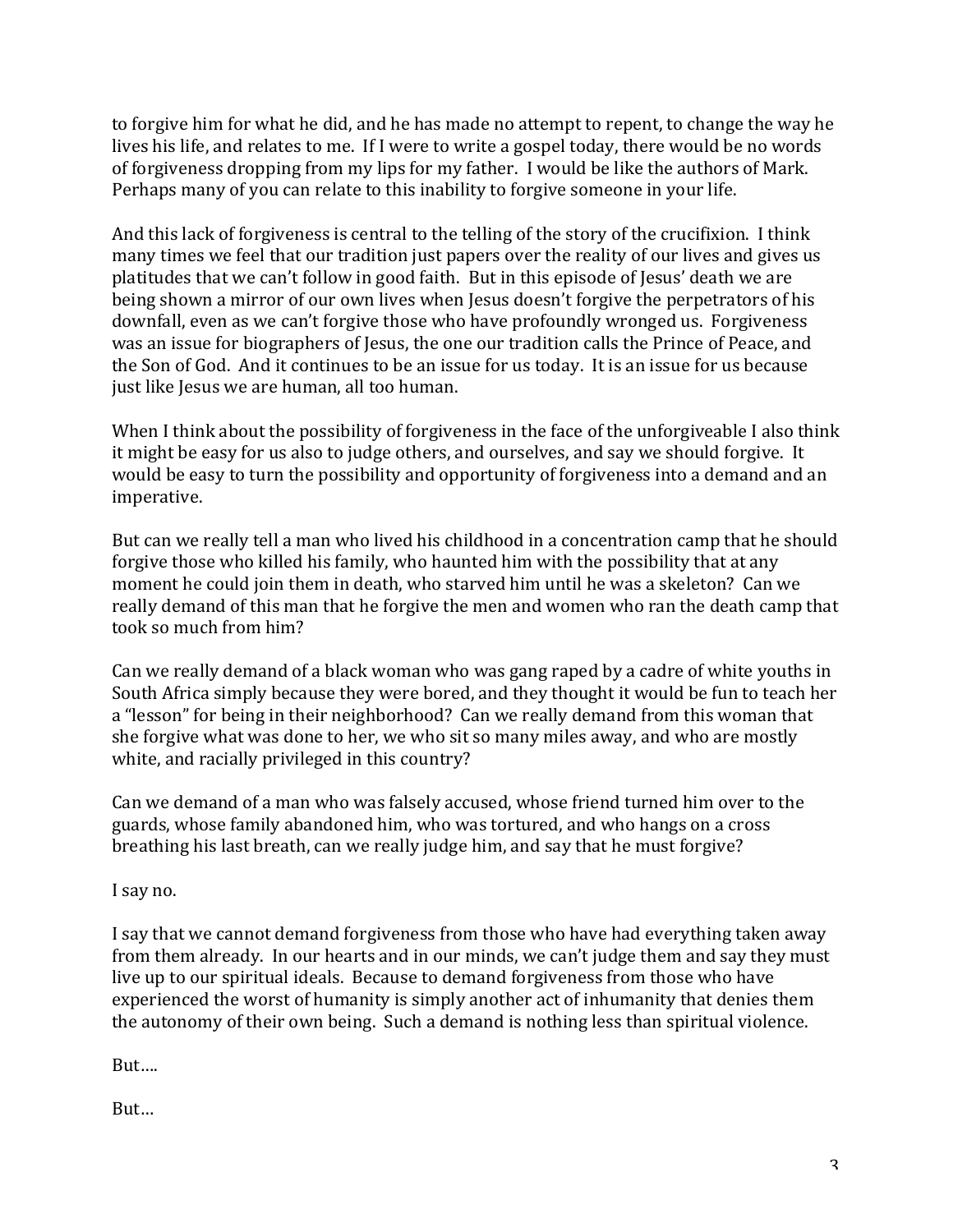to forgive him for what he did, and he has made no attempt to repent, to change the way he lives his life, and relates to me. If I were to write a gospel today, there would be no words of forgiveness dropping from my lips for my father. I would be like the authors of Mark. Perhaps many of you can relate to this inability to forgive someone in your life.

And this lack of forgiveness is central to the telling of the story of the crucifixion. I think many times we feel that our tradition just papers over the reality of our lives and gives us platitudes that we can't follow in good faith. But in this episode of Jesus' death we are being shown a mirror of our own lives when Jesus doesn't forgive the perpetrators of his downfall, even as we can't forgive those who have profoundly wronged us. Forgiveness was an issue for biographers of Jesus, the one our tradition calls the Prince of Peace, and the Son of God. And it continues to be an issue for us today. It is an issue for us because just like Jesus we are human, all too human.

When I think about the possibility of forgiveness in the face of the unforgiveable I also think it might be easy for us also to judge others, and ourselves, and say we should forgive. It would be easy to turn the possibility and opportunity of forgiveness into a demand and an imperative.

But can we really tell a man who lived his childhood in a concentration camp that he should forgive those who killed his family, who haunted him with the possibility that at any moment he could join them in death, who starved him until he was a skeleton? Can we really demand of this man that he forgive the men and women who ran the death camp that took so much from him?

Can we really demand of a black woman who was gang raped by a cadre of white youths in South Africa simply because they were bored, and they thought it would be fun to teach her a "lesson" for being in their neighborhood? Can we really demand from this woman that she forgive what was done to her, we who sit so many miles away, and who are mostly white, and racially privileged in this country?

Can we demand of a man who was falsely accused, whose friend turned him over to the guards, whose family abandoned him, who was tortured, and who hangs on a cross breathing his last breath, can we really judge him, and say that he must forgive?

I say no.

I say that we cannot demand forgiveness from those who have had everything taken away from them already. In our hearts and in our minds, we can't judge them and say they must live up to our spiritual ideals. Because to demand forgiveness from those who have experienced the worst of humanity is simply another act of inhumanity that denies them the autonomy of their own being. Such a demand is nothing less than spiritual violence.

But….

But…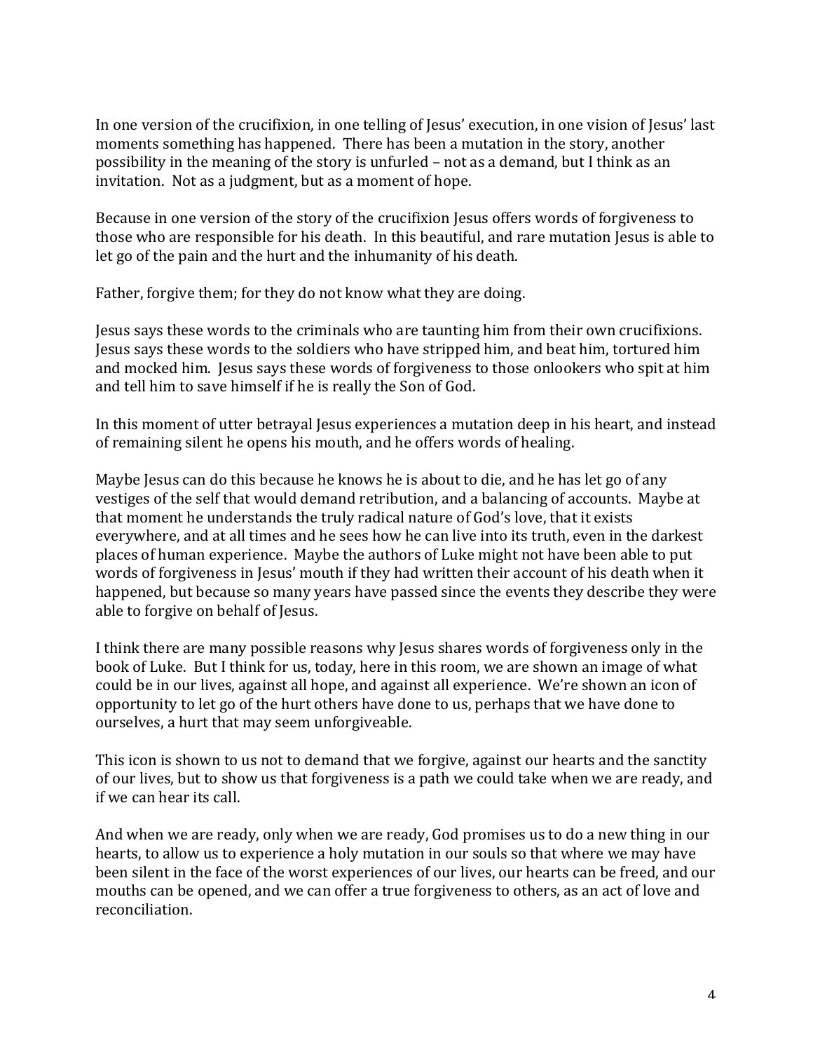In one version of the crucifixion, in one telling of Jesus' execution, in one vision of Jesus' last moments something has happened. There has been a mutation in the story, another possibility in the meaning of the story is unfurled – not as a demand, but I think as an invitation. Not as a judgment, but as a moment of hope.

Because in one version of the story of the crucifixion Jesus offers words of forgiveness to those who are responsible for his death. In this beautiful, and rare mutation Jesus is able to let go of the pain and the hurt and the inhumanity of his death.

Father, forgive them; for they do not know what they are doing.

Jesus says these words to the criminals who are taunting him from their own crucifixions. Jesus says these words to the soldiers who have stripped him, and beat him, tortured him and mocked him. Jesus says these words of forgiveness to those onlookers who spit at him and tell him to save himself if he is really the Son of God.

In this moment of utter betrayal Jesus experiences a mutation deep in his heart, and instead of remaining silent he opens his mouth, and he offers words of healing.

Maybe Jesus can do this because he knows he is about to die, and he has let go of any vestiges of the self that would demand retribution, and a balancing of accounts. Maybe at that moment he understands the truly radical nature of God's love, that it exists everywhere, and at all times and he sees how he can live into its truth, even in the darkest places of human experience. Maybe the authors of Luke might not have been able to put words of forgiveness in Jesus' mouth if they had written their account of his death when it happened, but because so many years have passed since the events they describe they were able to forgive on behalf of Jesus.

I think there are many possible reasons why Jesus shares words of forgiveness only in the book of Luke. But I think for us, today, here in this room, we are shown an image of what could be in our lives, against all hope, and against all experience. We're shown an icon of opportunity to let go of the hurt others have done to us, perhaps that we have done to ourselves, a hurt that may seem unforgiveable.

This icon is shown to us not to demand that we forgive, against our hearts and the sanctity of our lives, but to show us that forgiveness is a path we could take when we are ready, and if we can hear its call.

And when we are ready, only when we are ready, God promises us to do a new thing in our hearts, to allow us to experience a holy mutation in our souls so that where we may have been silent in the face of the worst experiences of our lives, our hearts can be freed, and our mouths can be opened, and we can offer a true forgiveness to others, as an act of love and reconciliation.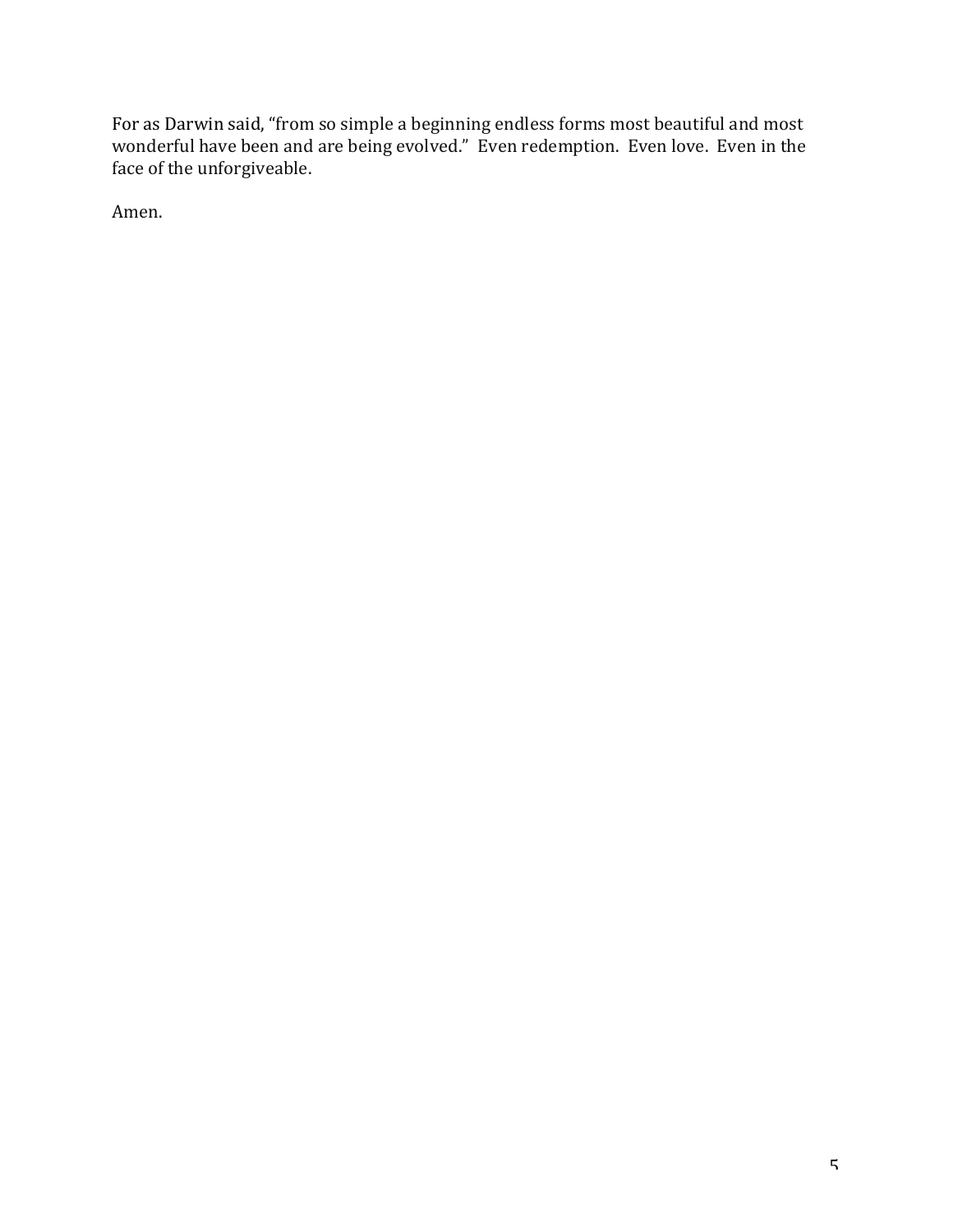For as Darwin said, "from so simple a beginning endless forms most beautiful and most wonderful have been and are being evolved." Even redemption. Even love. Even in the face of the unforgiveable.

Amen.